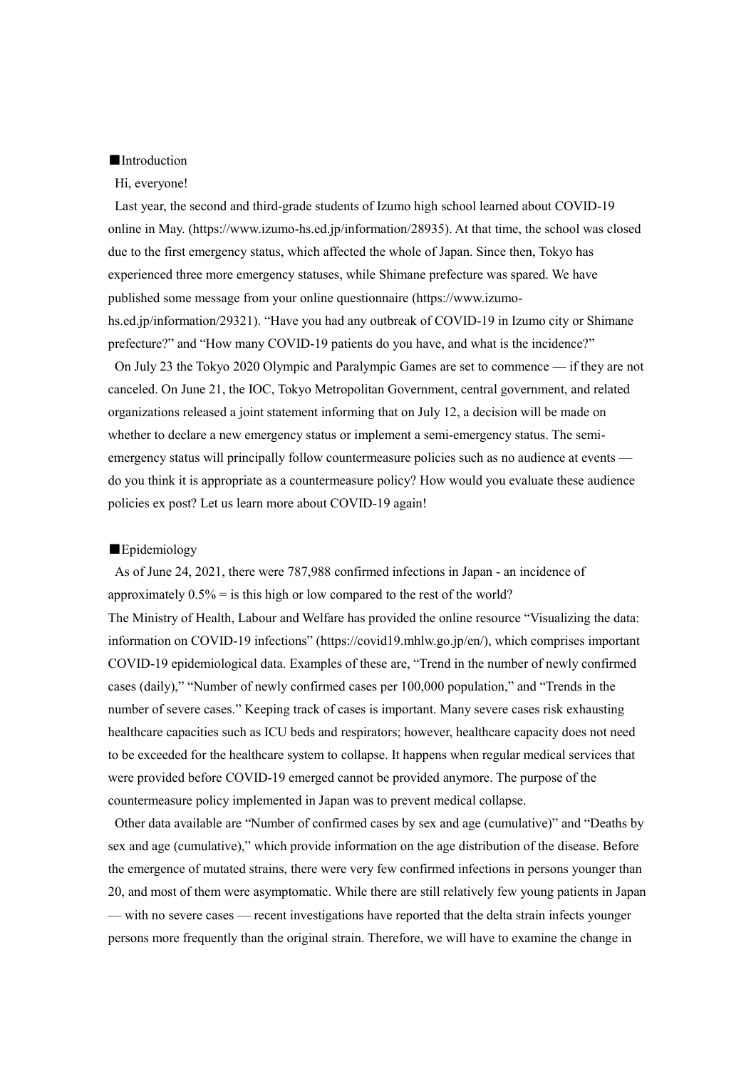■Introduction

Hi, everyone!

Last year, the second and third-grade students of Izumo high school learned about COVID-19 online in May. (https://www.izumo-hs.ed.jp/information/28935). At that time, the school was closed due to the first emergency status, which affected the whole of Japan. Since then, Tokyo has experienced three more emergency statuses, while Shimane prefecture was spared. We have published some message from your online questionnaire (https://www.izumo-hs.ed.jp/information/29321). "Have you had any outbreak of COVID-19 in Izumo city or Shimane prefecture?" and "How many COVID-19 patients do you have, and what is the incidence?"

On July 23 the Tokyo 2020 Olympic and Paralympic Games are set to commence — if they are not canceled. On June 21, the IOC, Tokyo Metropolitan Government, central government, and related organizations released a joint statement informing that on July 12, a decision will be made on whether to declare a new emergency status or implement a semi-emergency status. The semi-emergency status will principally follow countermeasure policies such as no audience at events — do you think it is appropriate as a countermeasure policy? How would you evaluate these audience policies ex post? Let us learn more about COVID-19 again!

■Epidemiology

As of June 24, 2021, there were 787,988 confirmed infections in Japan - an incidence of approximately 0.5% = is this high or low compared to the rest of the world?
The Ministry of Health, Labour and Welfare has provided the online resource "Visualizing the data: information on COVID-19 infections" (https://covid19.mhlw.go.jp/en/), which comprises important COVID-19 epidemiological data. Examples of these are, "Trend in the number of newly confirmed cases (daily)," "Number of newly confirmed cases per 100,000 population," and "Trends in the number of severe cases." Keeping track of cases is important. Many severe cases risk exhausting healthcare capacities such as ICU beds and respirators; however, healthcare capacity does not need to be exceeded for the healthcare system to collapse. It happens when regular medical services that were provided before COVID-19 emerged cannot be provided anymore. The purpose of the countermeasure policy implemented in Japan was to prevent medical collapse.

Other data available are "Number of confirmed cases by sex and age (cumulative)" and "Deaths by sex and age (cumulative)," which provide information on the age distribution of the disease. Before the emergence of mutated strains, there were very few confirmed infections in persons younger than 20, and most of them were asymptomatic. While there are still relatively few young patients in Japan — with no severe cases — recent investigations have reported that the delta strain infects younger persons more frequently than the original strain. Therefore, we will have to examine the change in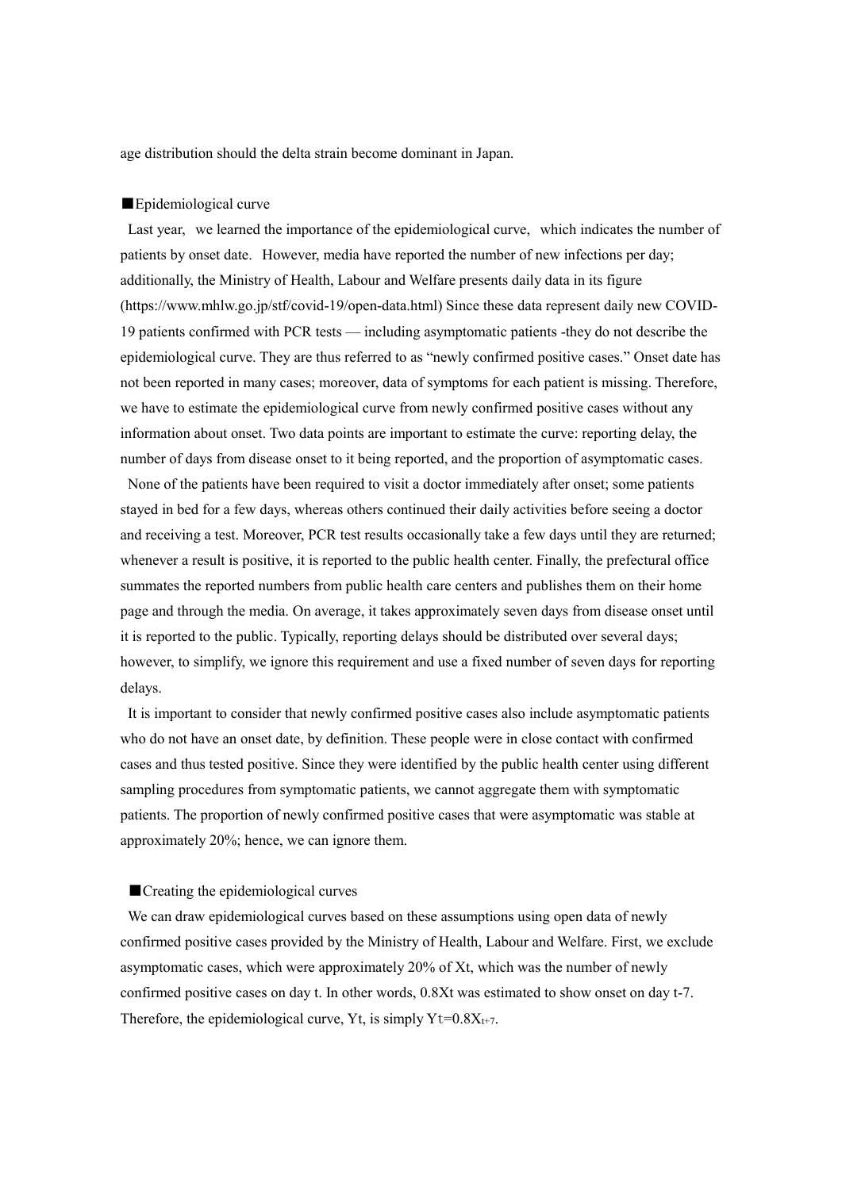age distribution should the delta strain become dominant in Japan.

## ■Epidemiological curve

Last year, we learned the importance of the epidemiological curve, which indicates the number of patients by onset date. However, media have reported the number of new infections per day; additionally, the Ministry of Health, Labour and Welfare presents daily data in its figure (https://www.mhlw.go.jp/stf/covid-19/open-data.html) Since these data represent daily new COVID-19 patients confirmed with PCR tests — including asymptomatic patients -they do not describe the epidemiological curve. They are thus referred to as “newly confirmed positive cases.” Onset date has not been reported in many cases; moreover, data of symptoms for each patient is missing. Therefore, we have to estimate the epidemiological curve from newly confirmed positive cases without any information about onset. Two data points are important to estimate the curve: reporting delay, the number of days from disease onset to it being reported, and the proportion of asymptomatic cases.

None of the patients have been required to visit a doctor immediately after onset; some patients stayed in bed for a few days, whereas others continued their daily activities before seeing a doctor and receiving a test. Moreover, PCR test results occasionally take a few days until they are returned; whenever a result is positive, it is reported to the public health center. Finally, the prefectural office summates the reported numbers from public health care centers and publishes them on their home page and through the media. On average, it takes approximately seven days from disease onset until it is reported to the public. Typically, reporting delays should be distributed over several days; however, to simplify, we ignore this requirement and use a fixed number of seven days for reporting delays.

It is important to consider that newly confirmed positive cases also include asymptomatic patients who do not have an onset date, by definition. These people were in close contact with confirmed cases and thus tested positive. Since they were identified by the public health center using different sampling procedures from symptomatic patients, we cannot aggregate them with symptomatic patients. The proportion of newly confirmed positive cases that were asymptomatic was stable at approximately 20%; hence, we can ignore them.

## ■Creating the epidemiological curves

We can draw epidemiological curves based on these assumptions using open data of newly confirmed positive cases provided by the Ministry of Health, Labour and Welfare. First, we exclude asymptomatic cases, which were approximately 20% of $X_t$, which was the number of newly confirmed positive cases on day t. In other words, $0.8X_t$ was estimated to show onset on day t-7. Therefore, the epidemiological curve, $Y_t$, is simply $Y_t=0.8X_{t+7}$.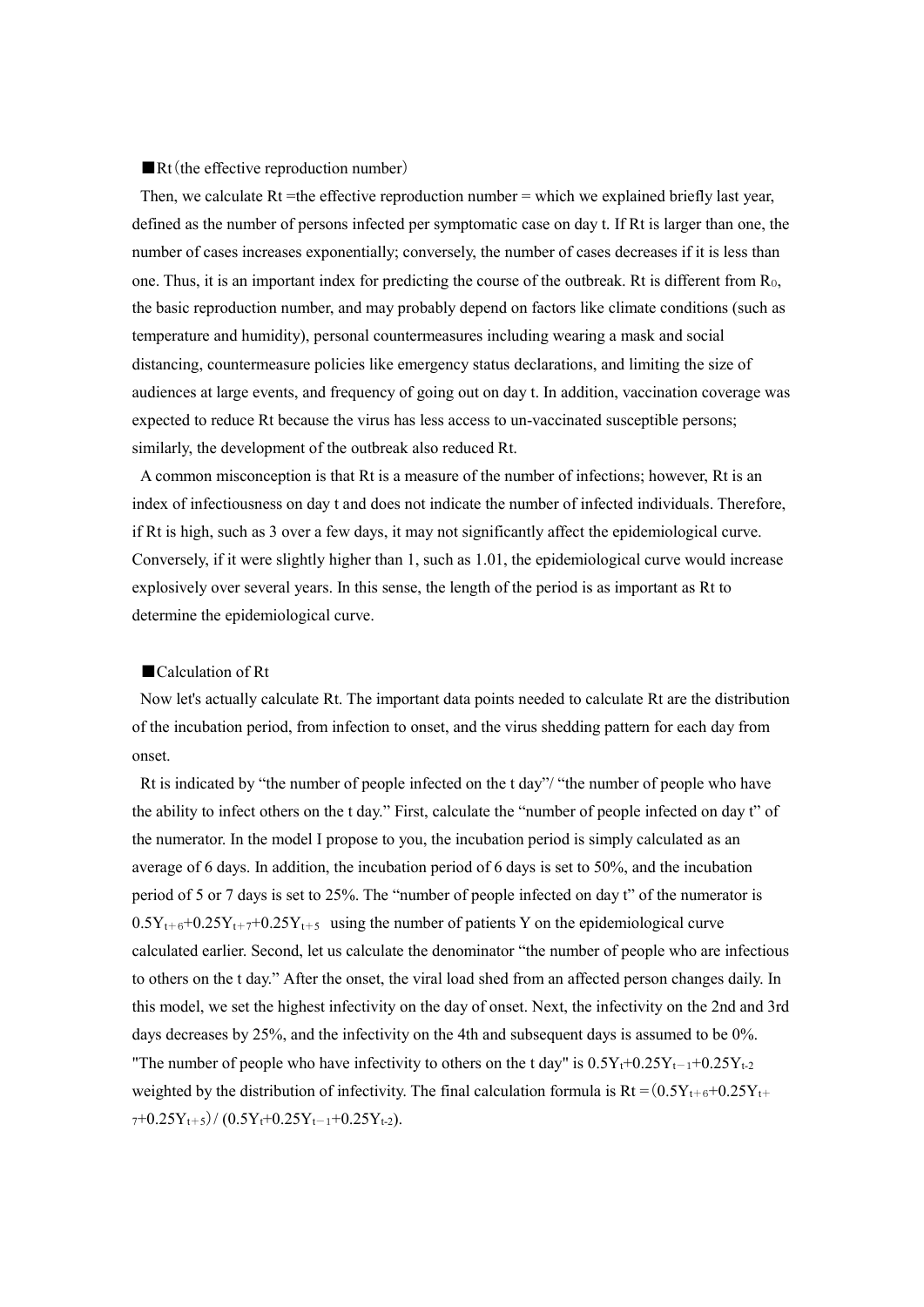■Rt（the effective reproduction number）

Then, we calculate Rt =the effective reproduction number = which we explained briefly last year, defined as the number of persons infected per symptomatic case on day t. If Rt is larger than one, the number of cases increases exponentially; conversely, the number of cases decreases if it is less than one. Thus, it is an important index for predicting the course of the outbreak. Rt is different from $R_0$, the basic reproduction number, and may probably depend on factors like climate conditions (such as temperature and humidity), personal countermeasures including wearing a mask and social distancing, countermeasure policies like emergency status declarations, and limiting the size of audiences at large events, and frequency of going out on day t. In addition, vaccination coverage was expected to reduce Rt because the virus has less access to un-vaccinated susceptible persons; similarly, the development of the outbreak also reduced Rt.

A common misconception is that Rt is a measure of the number of infections; however, Rt is an index of infectiousness on day t and does not indicate the number of infected individuals. Therefore, if Rt is high, such as 3 over a few days, it may not significantly affect the epidemiological curve. Conversely, if it were slightly higher than 1, such as 1.01, the epidemiological curve would increase explosively over several years. In this sense, the length of the period is as important as Rt to determine the epidemiological curve.

■Calculation of Rt

Now let's actually calculate Rt. The important data points needed to calculate Rt are the distribution of the incubation period, from infection to onset, and the virus shedding pattern for each day from onset.

Rt is indicated by "the number of people infected on the t day"/ "the number of people who have the ability to infect others on the t day." First, calculate the "number of people infected on day t" of the numerator. In the model I propose to you, the incubation period is simply calculated as an average of 6 days. In addition, the incubation period of 6 days is set to 50%, and the incubation period of 5 or 7 days is set to 25%. The "number of people infected on day t" of the numerator is $0.5Y_{t+6}+0.25Y_{t+7}+0.25Y_{t+5}$ using the number of patients Y on the epidemiological curve calculated earlier. Second, let us calculate the denominator "the number of people who are infectious to others on the t day." After the onset, the viral load shed from an affected person changes daily. In this model, we set the highest infectivity on the day of onset. Next, the infectivity on the 2nd and 3rd days decreases by 25%, and the infectivity on the 4th and subsequent days is assumed to be 0%. "The number of people who have infectivity to others on the t day" is $0.5Y_t+0.25Y_{t-1}+0.25Y_{t-2}$ weighted by the distribution of infectivity. The final calculation formula is $Rt = (0.5Y_{t+6}+0.25Y_{t+7}+0.25Y_{t+5}) / (0.5Y_t+0.25Y_{t-1}+0.25Y_{t-2})$.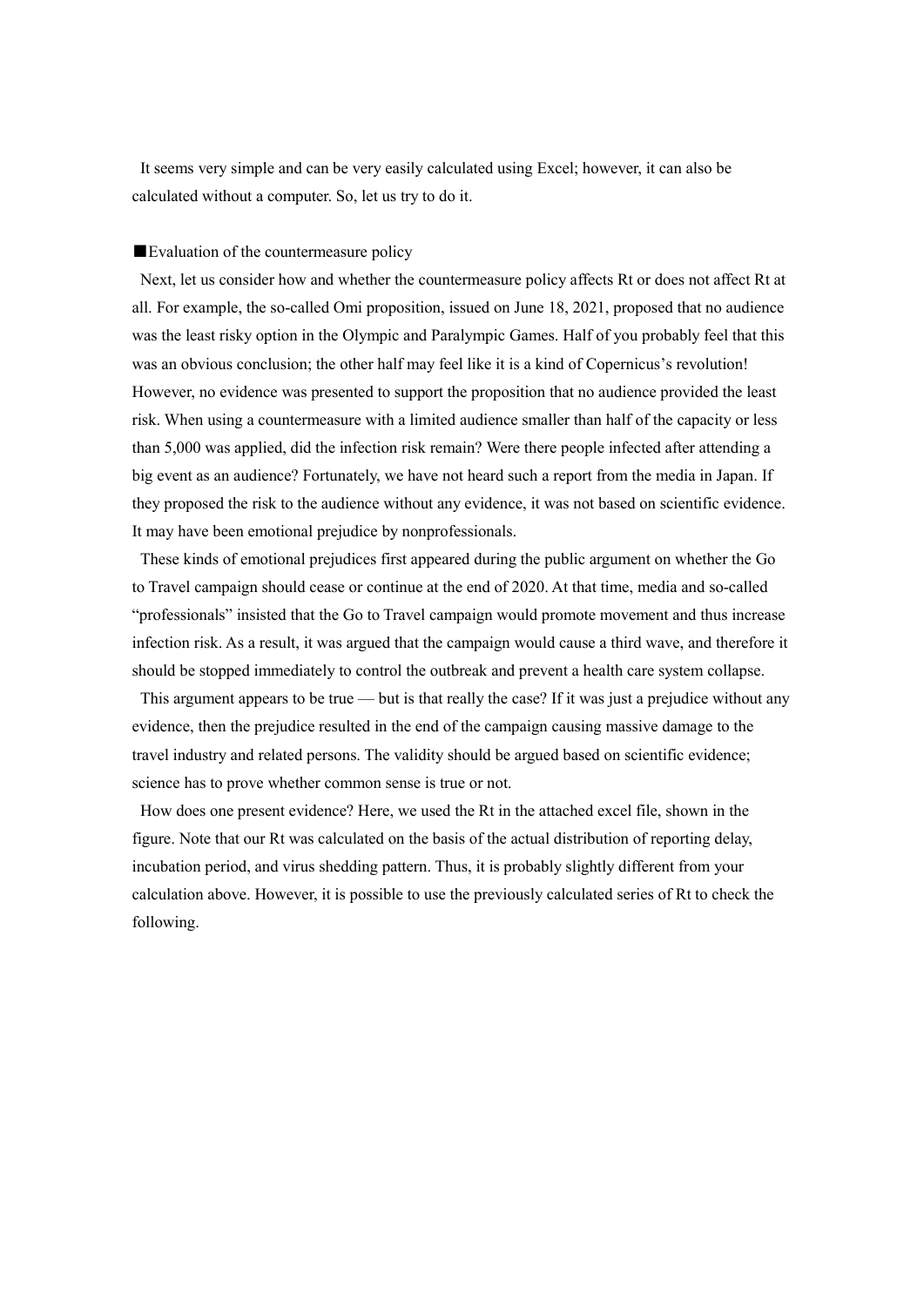It seems very simple and can be very easily calculated using Excel; however, it can also be calculated without a computer. So, let us try to do it.

## ■Evaluation of the countermeasure policy

Next, let us consider how and whether the countermeasure policy affects Rt or does not affect Rt at all. For example, the so-called Omi proposition, issued on June 18, 2021, proposed that no audience was the least risky option in the Olympic and Paralympic Games. Half of you probably feel that this was an obvious conclusion; the other half may feel like it is a kind of Copernicus's revolution! However, no evidence was presented to support the proposition that no audience provided the least risk. When using a countermeasure with a limited audience smaller than half of the capacity or less than 5,000 was applied, did the infection risk remain? Were there people infected after attending a big event as an audience? Fortunately, we have not heard such a report from the media in Japan. If they proposed the risk to the audience without any evidence, it was not based on scientific evidence. It may have been emotional prejudice by nonprofessionals.

These kinds of emotional prejudices first appeared during the public argument on whether the Go to Travel campaign should cease or continue at the end of 2020. At that time, media and so-called "professionals" insisted that the Go to Travel campaign would promote movement and thus increase infection risk. As a result, it was argued that the campaign would cause a third wave, and therefore it should be stopped immediately to control the outbreak and prevent a health care system collapse.

This argument appears to be true — but is that really the case? If it was just a prejudice without any evidence, then the prejudice resulted in the end of the campaign causing massive damage to the travel industry and related persons. The validity should be argued based on scientific evidence; science has to prove whether common sense is true or not.

How does one present evidence? Here, we used the Rt in the attached excel file, shown in the figure. Note that our Rt was calculated on the basis of the actual distribution of reporting delay, incubation period, and virus shedding pattern. Thus, it is probably slightly different from your calculation above. However, it is possible to use the previously calculated series of Rt to check the following.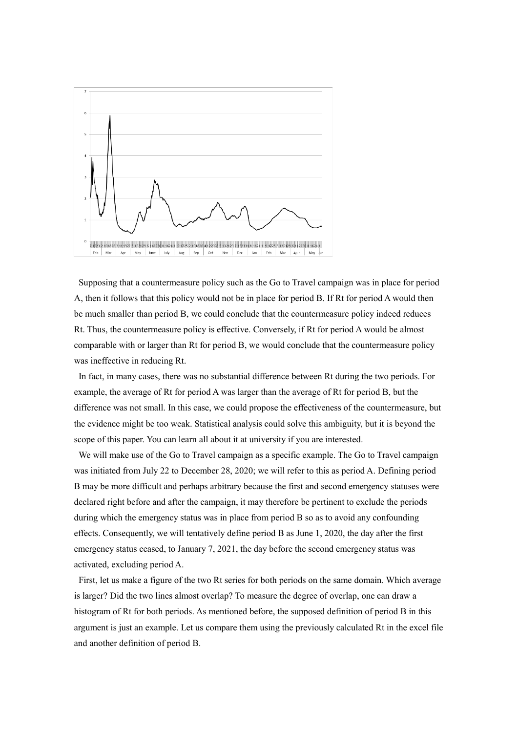Supposing that a countermeasure policy such as the Go to Travel campaign was in place for period A, then it follows that this policy would not be in place for period B. If Rt for period A would then be much smaller than period B, we could conclude that the countermeasure policy indeed reduces Rt. Thus, the countermeasure policy is effective. Conversely, if Rt for period A would be almost comparable with or larger than Rt for period B, we would conclude that the countermeasure policy was ineffective in reducing Rt.

In fact, in many cases, there was no substantial difference between Rt during the two periods. For example, the average of Rt for period A was larger than the average of Rt for period B, but the difference was not small. In this case, we could propose the effectiveness of the countermeasure, but the evidence might be too weak. Statistical analysis could solve this ambiguity, but it is beyond the scope of this paper. You can learn all about it at university if you are interested.

We will make use of the Go to Travel campaign as a specific example. The Go to Travel campaign was initiated from July 22 to December 28, 2020; we will refer to this as period A. Defining period B may be more difficult and perhaps arbitrary because the first and second emergency statuses were declared right before and after the campaign, it may therefore be pertinent to exclude the periods during which the emergency status was in place from period B so as to avoid any confounding effects. Consequently, we will tentatively define period B as June 1, 2020, the day after the first emergency status ceased, to January 7, 2021, the day before the second emergency status was activated, excluding period A.

First, let us make a figure of the two Rt series for both periods on the same domain. Which average is larger? Did the two lines almost overlap? To measure the degree of overlap, one can draw a histogram of Rt for both periods. As mentioned before, the supposed definition of period B in this argument is just an example. Let us compare them using the previously calculated Rt in the excel file and another definition of period B.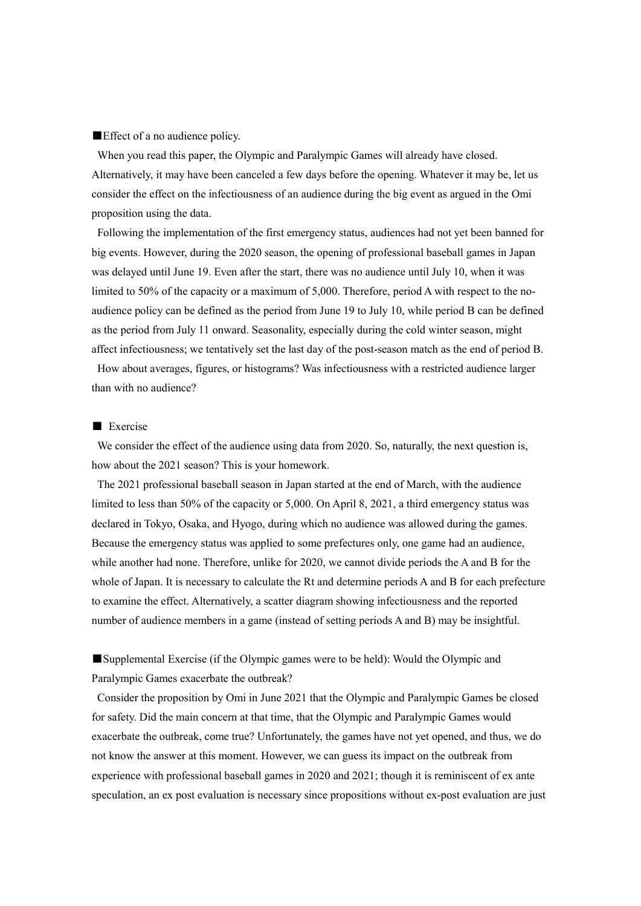■Effect of a no audience policy.

When you read this paper, the Olympic and Paralympic Games will already have closed. Alternatively, it may have been canceled a few days before the opening. Whatever it may be, let us consider the effect on the infectiousness of an audience during the big event as argued in the Omi proposition using the data.

Following the implementation of the first emergency status, audiences had not yet been banned for big events. However, during the 2020 season, the opening of professional baseball games in Japan was delayed until June 19. Even after the start, there was no audience until July 10, when it was limited to 50% of the capacity or a maximum of 5,000. Therefore, period A with respect to the no-audience policy can be defined as the period from June 19 to July 10, while period B can be defined as the period from July 11 onward. Seasonality, especially during the cold winter season, might affect infectiousness; we tentatively set the last day of the post-season match as the end of period B.

How about averages, figures, or histograms? Was infectiousness with a restricted audience larger than with no audience?

■ Exercise

We consider the effect of the audience using data from 2020. So, naturally, the next question is, how about the 2021 season? This is your homework.

The 2021 professional baseball season in Japan started at the end of March, with the audience limited to less than 50% of the capacity or 5,000. On April 8, 2021, a third emergency status was declared in Tokyo, Osaka, and Hyogo, during which no audience was allowed during the games. Because the emergency status was applied to some prefectures only, one game had an audience, while another had none. Therefore, unlike for 2020, we cannot divide periods the A and B for the whole of Japan. It is necessary to calculate the Rt and determine periods A and B for each prefecture to examine the effect. Alternatively, a scatter diagram showing infectiousness and the reported number of audience members in a game (instead of setting periods A and B) may be insightful.

■Supplemental Exercise (if the Olympic games were to be held): Would the Olympic and Paralympic Games exacerbate the outbreak?

Consider the proposition by Omi in June 2021 that the Olympic and Paralympic Games be closed for safety. Did the main concern at that time, that the Olympic and Paralympic Games would exacerbate the outbreak, come true? Unfortunately, the games have not yet opened, and thus, we do not know the answer at this moment. However, we can guess its impact on the outbreak from experience with professional baseball games in 2020 and 2021; though it is reminiscent of ex ante speculation, an ex post evaluation is necessary since propositions without ex-post evaluation are just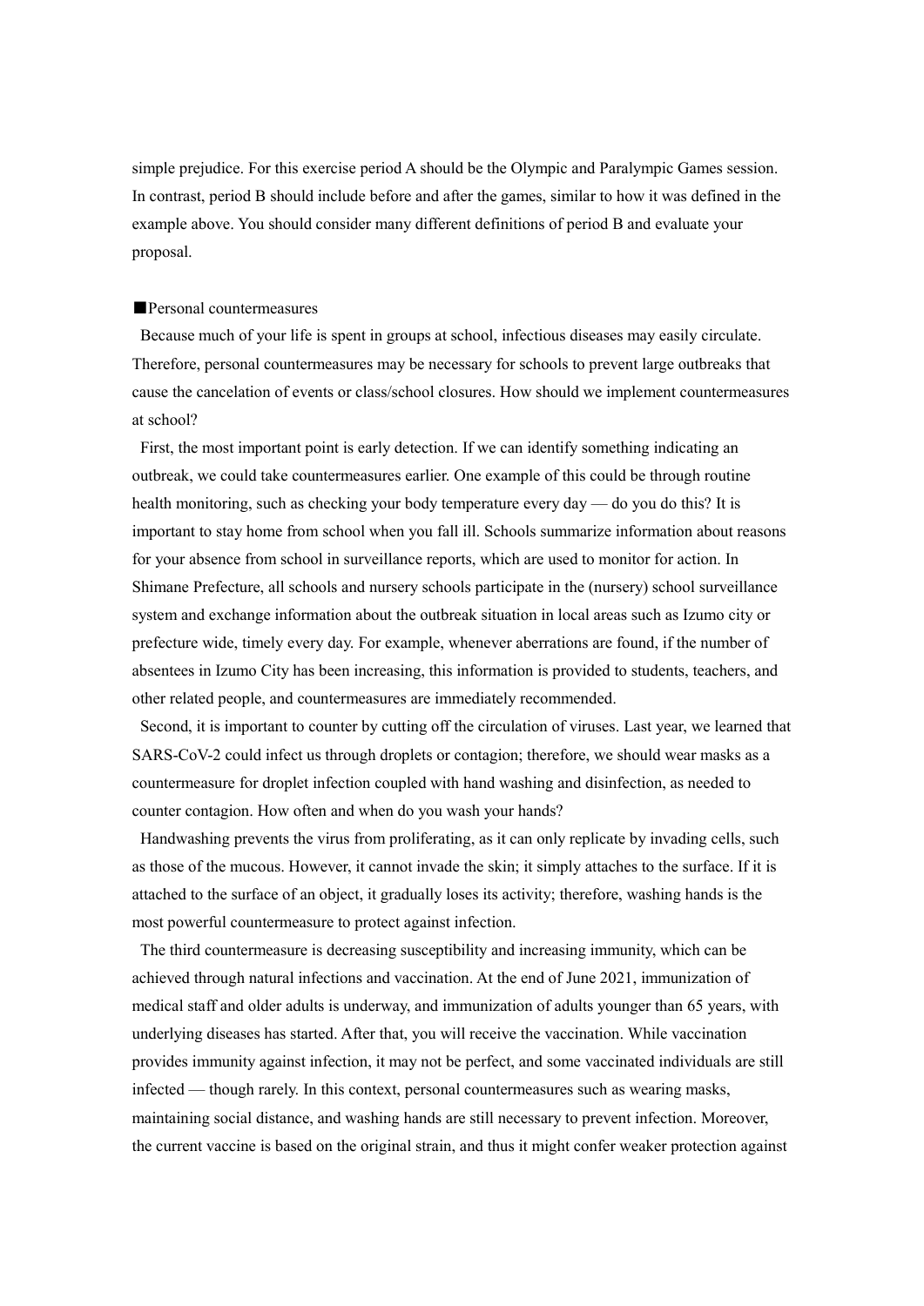simple prejudice. For this exercise period A should be the Olympic and Paralympic Games session. In contrast, period B should include before and after the games, similar to how it was defined in the example above. You should consider many different definitions of period B and evaluate your proposal.

## ■Personal countermeasures

Because much of your life is spent in groups at school, infectious diseases may easily circulate. Therefore, personal countermeasures may be necessary for schools to prevent large outbreaks that cause the cancelation of events or class/school closures. How should we implement countermeasures at school?

First, the most important point is early detection. If we can identify something indicating an outbreak, we could take countermeasures earlier. One example of this could be through routine health monitoring, such as checking your body temperature every day — do you do this? It is important to stay home from school when you fall ill. Schools summarize information about reasons for your absence from school in surveillance reports, which are used to monitor for action. In Shimane Prefecture, all schools and nursery schools participate in the (nursery) school surveillance system and exchange information about the outbreak situation in local areas such as Izumo city or prefecture wide, timely every day. For example, whenever aberrations are found, if the number of absentees in Izumo City has been increasing, this information is provided to students, teachers, and other related people, and countermeasures are immediately recommended.

Second, it is important to counter by cutting off the circulation of viruses. Last year, we learned that SARS-CoV-2 could infect us through droplets or contagion; therefore, we should wear masks as a countermeasure for droplet infection coupled with hand washing and disinfection, as needed to counter contagion. How often and when do you wash your hands?

Handwashing prevents the virus from proliferating, as it can only replicate by invading cells, such as those of the mucous. However, it cannot invade the skin; it simply attaches to the surface. If it is attached to the surface of an object, it gradually loses its activity; therefore, washing hands is the most powerful countermeasure to protect against infection.

The third countermeasure is decreasing susceptibility and increasing immunity, which can be achieved through natural infections and vaccination. At the end of June 2021, immunization of medical staff and older adults is underway, and immunization of adults younger than 65 years, with underlying diseases has started. After that, you will receive the vaccination. While vaccination provides immunity against infection, it may not be perfect, and some vaccinated individuals are still infected — though rarely. In this context, personal countermeasures such as wearing masks, maintaining social distance, and washing hands are still necessary to prevent infection. Moreover, the current vaccine is based on the original strain, and thus it might confer weaker protection against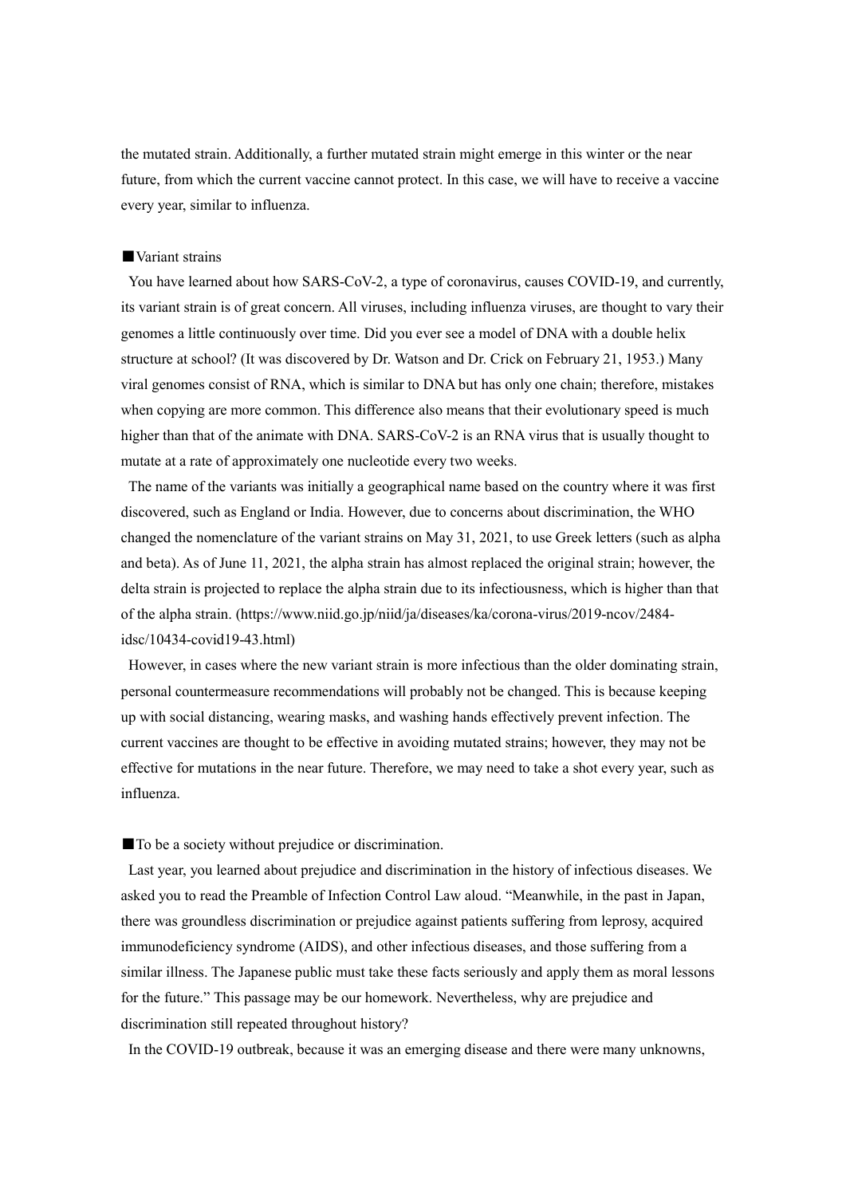the mutated strain. Additionally, a further mutated strain might emerge in this winter or the near future, from which the current vaccine cannot protect. In this case, we will have to receive a vaccine every year, similar to influenza.

## ■Variant strains

You have learned about how SARS-CoV-2, a type of coronavirus, causes COVID-19, and currently, its variant strain is of great concern. All viruses, including influenza viruses, are thought to vary their genomes a little continuously over time. Did you ever see a model of DNA with a double helix structure at school? (It was discovered by Dr. Watson and Dr. Crick on February 21, 1953.) Many viral genomes consist of RNA, which is similar to DNA but has only one chain; therefore, mistakes when copying are more common. This difference also means that their evolutionary speed is much higher than that of the animate with DNA. SARS-CoV-2 is an RNA virus that is usually thought to mutate at a rate of approximately one nucleotide every two weeks.

The name of the variants was initially a geographical name based on the country where it was first discovered, such as England or India. However, due to concerns about discrimination, the WHO changed the nomenclature of the variant strains on May 31, 2021, to use Greek letters (such as alpha and beta). As of June 11, 2021, the alpha strain has almost replaced the original strain; however, the delta strain is projected to replace the alpha strain due to its infectiousness, which is higher than that of the alpha strain. (https://www.niid.go.jp/niid/ja/diseases/ka/corona-virus/2019-ncov/2484-idsc/10434-covid19-43.html)

However, in cases where the new variant strain is more infectious than the older dominating strain, personal countermeasure recommendations will probably not be changed. This is because keeping up with social distancing, wearing masks, and washing hands effectively prevent infection. The current vaccines are thought to be effective in avoiding mutated strains; however, they may not be effective for mutations in the near future. Therefore, we may need to take a shot every year, such as influenza.

## ■To be a society without prejudice or discrimination.

Last year, you learned about prejudice and discrimination in the history of infectious diseases. We asked you to read the Preamble of Infection Control Law aloud. “Meanwhile, in the past in Japan, there was groundless discrimination or prejudice against patients suffering from leprosy, acquired immunodeficiency syndrome (AIDS), and other infectious diseases, and those suffering from a similar illness. The Japanese public must take these facts seriously and apply them as moral lessons for the future.” This passage may be our homework. Nevertheless, why are prejudice and discrimination still repeated throughout history?

In the COVID-19 outbreak, because it was an emerging disease and there were many unknowns,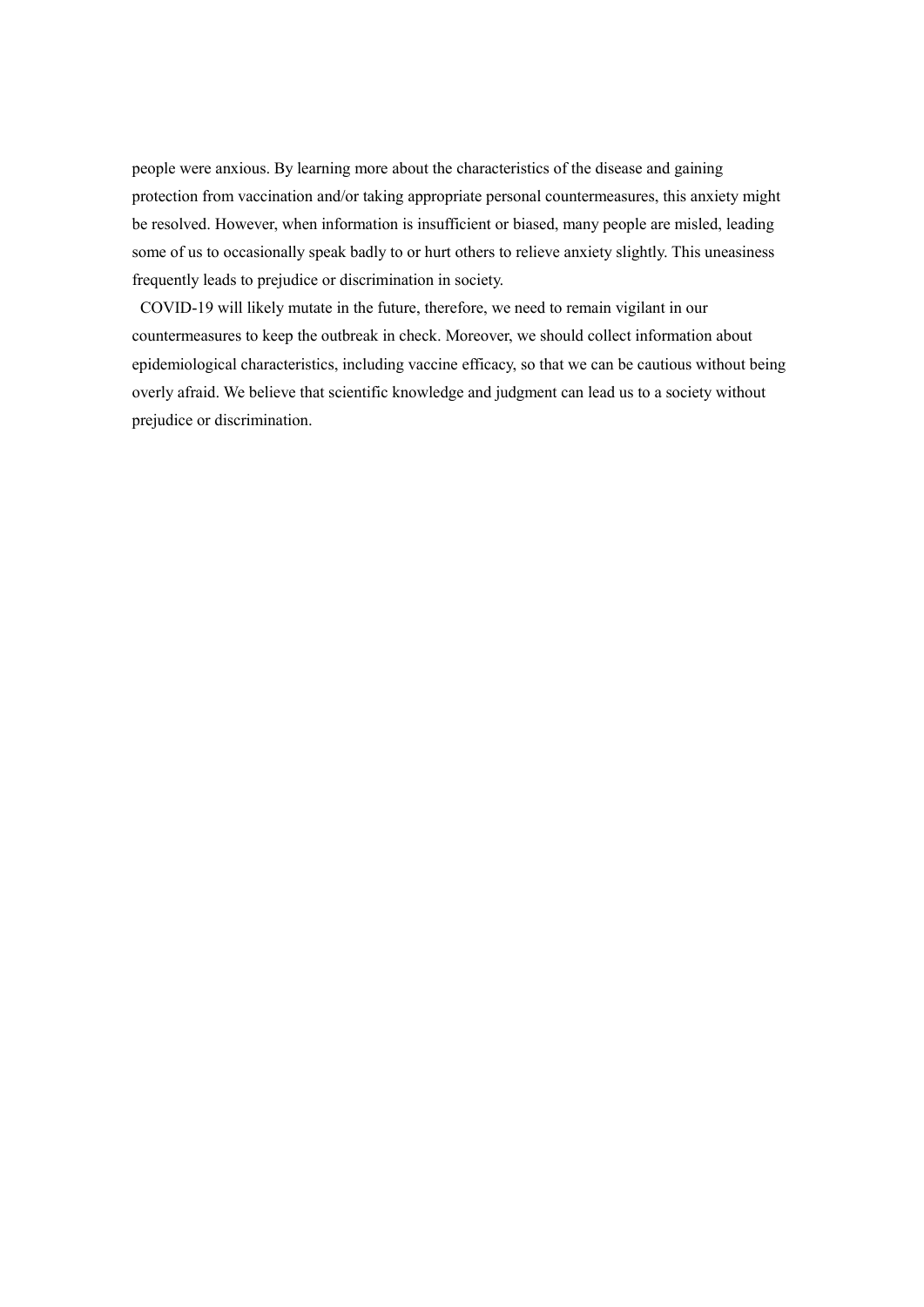people were anxious. By learning more about the characteristics of the disease and gaining protection from vaccination and/or taking appropriate personal countermeasures, this anxiety might be resolved. However, when information is insufficient or biased, many people are misled, leading some of us to occasionally speak badly to or hurt others to relieve anxiety slightly. This uneasiness frequently leads to prejudice or discrimination in society.

COVID-19 will likely mutate in the future, therefore, we need to remain vigilant in our countermeasures to keep the outbreak in check. Moreover, we should collect information about epidemiological characteristics, including vaccine efficacy, so that we can be cautious without being overly afraid. We believe that scientific knowledge and judgment can lead us to a society without prejudice or discrimination.